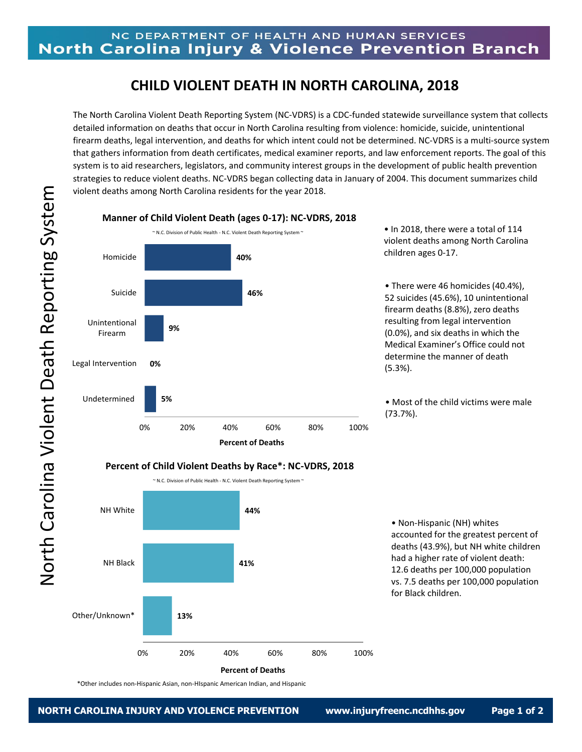NC DEPARTMENT OF HEALTH AND HUMAN SERVICES
North Carolina Injury & Violence Prevention Branch

# CHILD VIOLENT DEATH IN NORTH CAROLINA, 2018

North Carolina Violent Death Reporting System

The North Carolina Violent Death Reporting System (NC-VDRS) is a CDC-funded statewide surveillance system that collects detailed information on deaths that occur in North Carolina resulting from violence: homicide, suicide, unintentional firearm deaths, legal intervention, and deaths for which intent could not be determined. NC-VDRS is a multi-source system that gathers information from death certificates, medical examiner reports, and law enforcement reports. The goal of this system is to aid researchers, legislators, and community interest groups in the development of public health prevention strategies to reduce violent deaths. NC-VDRS began collecting data in January of 2004. This document summarizes child violent deaths among North Carolina residents for the year 2018.

**Manner of Child Violent Death (ages 0-17): NC-VDRS, 2018**

~ N.C. Division of Public Health - N.C. Violent Death Reporting System ~

| Manner | Percent of Deaths |
|---|---|
| Homicide | 40% |
| Suicide | 46% |
| Unintentional Firearm | 9% |
| Legal Intervention | 0% |
| Undetermined | 5% |

- In 2018, there were a total of 114 violent deaths among North Carolina children ages 0-17.
- There were 46 homicides (40.4%), 52 suicides (45.6%), 10 unintentional firearm deaths (8.8%), zero deaths resulting from legal intervention (0.0%), and six deaths in which the Medical Examiner's Office could not determine the manner of death (5.3%).
- Most of the child victims were male (73.7%).

**Percent of Child Violent Deaths by Race*: NC-VDRS, 2018**

~ N.C. Division of Public Health - N.C. Violent Death Reporting System ~

| Race | Percent of Deaths |
|---|---|
| NH White | 44% |
| NH Black | 41% |
| Other/Unknown* | 13% |

*Other includes non-Hispanic Asian, non-HIspanic American Indian, and Hispanic

- Non-Hispanic (NH) whites accounted for the greatest percent of deaths (43.9%), but NH white children had a higher rate of violent death: 12.6 deaths per 100,000 population vs. 7.5 deaths per 100,000 population for Black children.

NORTH CAROLINA INJURY AND VIOLENCE PREVENTION www.injuryfreenc.ncdhhs.gov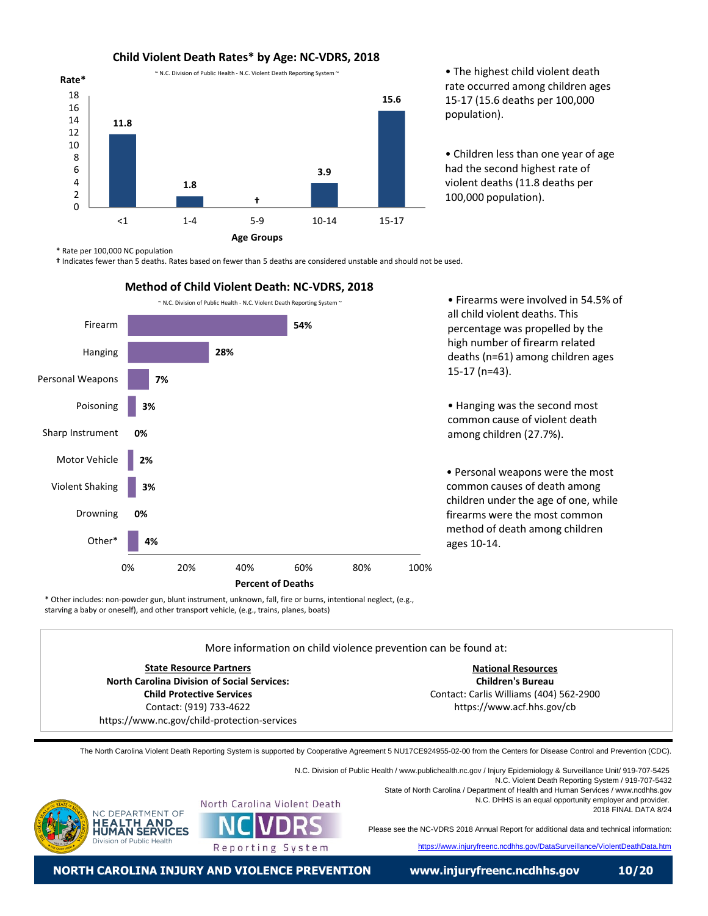## Child Violent Death Rates* by Age: NC-VDRS, 2018

~ N.C. Division of Public Health - N.C. Violent Death Reporting System ~

Rate*

18
16
14
12
10
8
6
4
2
0

11.8
1.8
†
3.9
15.6

<1
1-4
5-9
10-14
15-17

Age Groups

* Rate per 100,000 NC population

† Indicates fewer than 5 deaths. Rates based on fewer than 5 deaths are considered unstable and should not be used.

- The highest child violent death rate occurred among children ages 15-17 (15.6 deaths per 100,000 population).
- Children less than one year of age had the second highest rate of violent deaths (11.8 deaths per 100,000 population).

## Method of Child Violent Death: NC-VDRS, 2018

~ N.C. Division of Public Health - N.C. Violent Death Reporting System ~

Firearm 54%
Hanging 28%
Personal Weapons 7%
Poisoning 3%
Sharp Instrument 0%
Motor Vehicle 2%
Violent Shaking 3%
Drowning 0%
Other* 4%

0%
20%
40%
60%
80%
100%

Percent of Deaths

* Other includes: non-powder gun, blunt instrument, unknown, fall, fire or burns, intentional neglect, (e.g., starving a baby or oneself), and other transport vehicle, (e.g., trains, planes, boats)

- Firearms were involved in 54.5% of all child violent deaths. This percentage was propelled by the high number of firearm related deaths (n=61) among children ages 15-17 (n=43).
- Hanging was the second most common cause of violent death among children (27.7%).
- Personal weapons were the most common causes of death among children under the age of one, while firearms were the most common method of death among children ages 10-14.

More information on child violence prevention can be found at:

**State Resource Partners**
**North Carolina Division of Social Services:**
**Child Protective Services**
Contact: (919) 733-4622
https://www.nc.gov/child-protection-services

**National Resources**
**Children's Bureau**
Contact: Carlis Williams (404) 562-2900
https://www.acf.hhs.gov/cb

The North Carolina Violent Death Reporting System is supported by Cooperative Agreement 5 NU17CE924955-02-00 from the Centers for Disease Control and Prevention (CDC).

N.C. Division of Public Health / www.publichealth.nc.gov / Injury Epidemiology & Surveillance Unit/ 919-707-5425
N.C. Violent Death Reporting System / 919-707-5432
State of North Carolina / Department of Health and Human Services / www.ncdhhs.gov
N.C. DHHS is an equal opportunity employer and provider.
2018 FINAL DATA 8/24

NC DEPARTMENT OF HEALTH AND HUMAN SERVICES Division of Public Health

North Carolina Violent Death NC VDRS Reporting System

Please see the NC-VDRS 2018 Annual Report for additional data and technical information:
https://www.injuryfreenc.ncdhhs.gov/DataSurveillance/ViolentDeathData.htm

NORTH CAROLINA INJURY AND VIOLENCE PREVENTION www.injuryfreenc.ncdhhs.gov